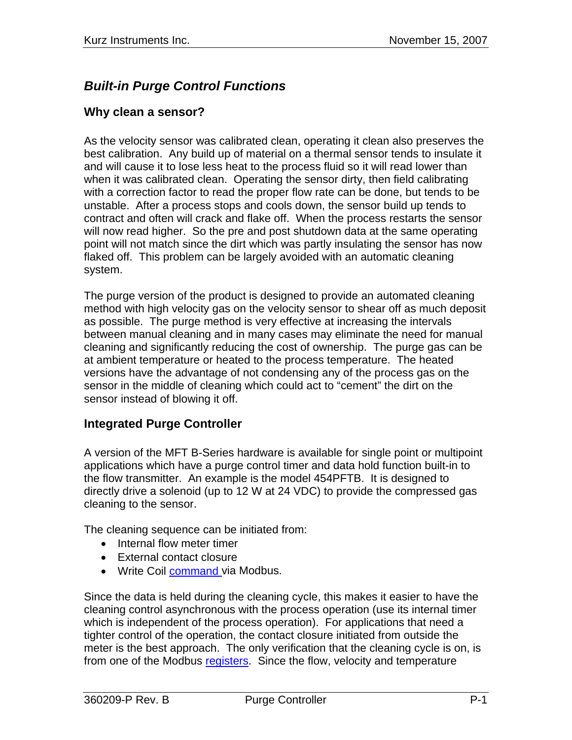# *Built-in Purge Control Functions*

## Why clean a sensor?

As the velocity sensor was calibrated clean, operating it clean also preserves the best calibration. Any build up of material on a thermal sensor tends to insulate it and will cause it to lose less heat to the process fluid so it will read lower than when it was calibrated clean. Operating the sensor dirty, then field calibrating with a correction factor to read the proper flow rate can be done, but tends to be unstable. After a process stops and cools down, the sensor build up tends to contract and often will crack and flake off. When the process restarts the sensor will now read higher. So the pre and post shutdown data at the same operating point will not match since the dirt which was partly insulating the sensor has now flaked off. This problem can be largely avoided with an automatic cleaning system.

The purge version of the product is designed to provide an automated cleaning method with high velocity gas on the velocity sensor to shear off as much deposit as possible. The purge method is very effective at increasing the intervals between manual cleaning and in many cases may eliminate the need for manual cleaning and significantly reducing the cost of ownership. The purge gas can be at ambient temperature or heated to the process temperature. The heated versions have the advantage of not condensing any of the process gas on the sensor in the middle of cleaning which could act to "cement" the dirt on the sensor instead of blowing it off.

## Integrated Purge Controller

A version of the MFT B-Series hardware is available for single point or multipoint applications which have a purge control timer and data hold function built-in to the flow transmitter. An example is the model 454PFTB. It is designed to directly drive a solenoid (up to 12 W at 24 VDC) to provide the compressed gas cleaning to the sensor.

The cleaning sequence can be initiated from:

- Internal flow meter timer
- External contact closure
- Write Coil command via Modbus.

Since the data is held during the cleaning cycle, this makes it easier to have the cleaning control asynchronous with the process operation (use its internal timer which is independent of the process operation). For applications that need a tighter control of the operation, the contact closure initiated from outside the meter is the best approach. The only verification that the cleaning cycle is on, is from one of the Modbus registers. Since the flow, velocity and temperature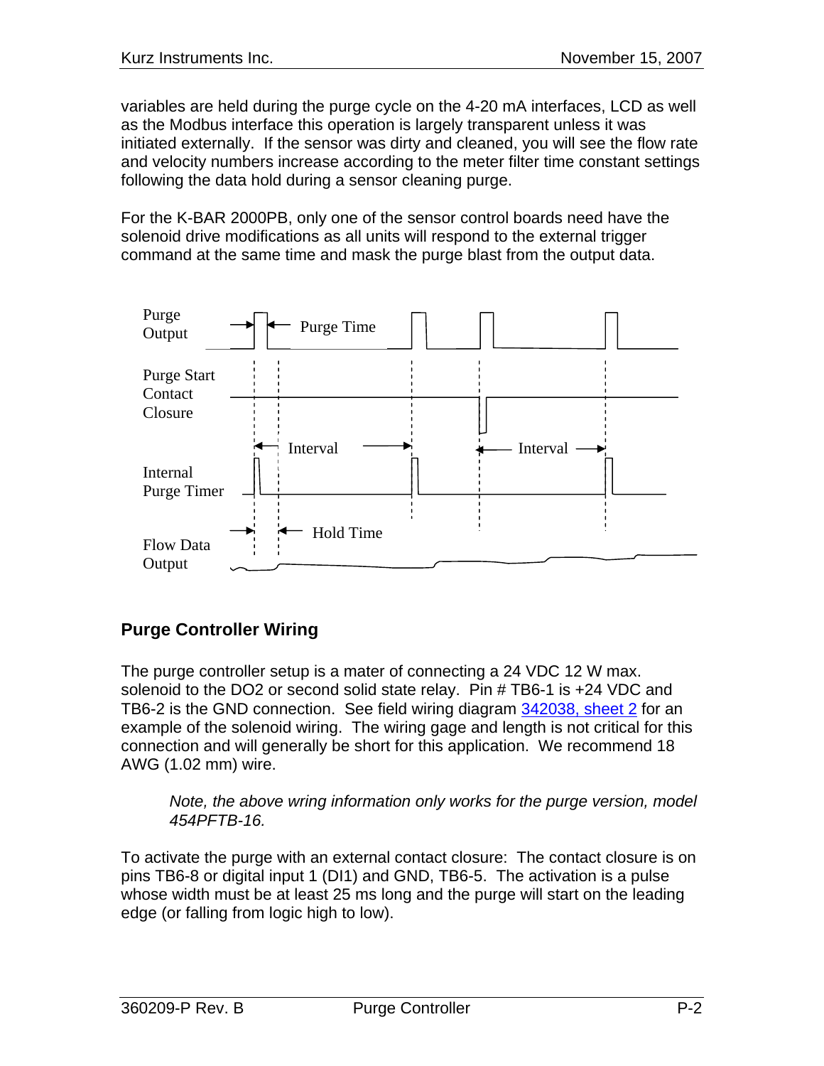variables are held during the purge cycle on the 4-20 mA interfaces, LCD as well as the Modbus interface this operation is largely transparent unless it was initiated externally. If the sensor was dirty and cleaned, you will see the flow rate and velocity numbers increase according to the meter filter time constant settings following the data hold during a sensor cleaning purge.

For the K-BAR 2000PB, only one of the sensor control boards need have the solenoid drive modifications as all units will respond to the external trigger command at the same time and mask the purge blast from the output data.

Purge Output — Purge Time

Purge Start Contact Closure

Interval — Interval

Internal Purge Timer

Hold Time

Flow Data Output

## Purge Controller Wiring

The purge controller setup is a mater of connecting a 24 VDC 12 W max. solenoid to the DO2 or second solid state relay. Pin # TB6-1 is +24 VDC and TB6-2 is the GND connection. See field wiring diagram 342038, sheet 2 for an example of the solenoid wiring. The wiring gage and length is not critical for this connection and will generally be short for this application. We recommend 18 AWG (1.02 mm) wire.

> *Note, the above wring information only works for the purge version, model 454PFTB-16.*

To activate the purge with an external contact closure: The contact closure is on pins TB6-8 or digital input 1 (DI1) and GND, TB6-5. The activation is a pulse whose width must be at least 25 ms long and the purge will start on the leading edge (or falling from logic high to low).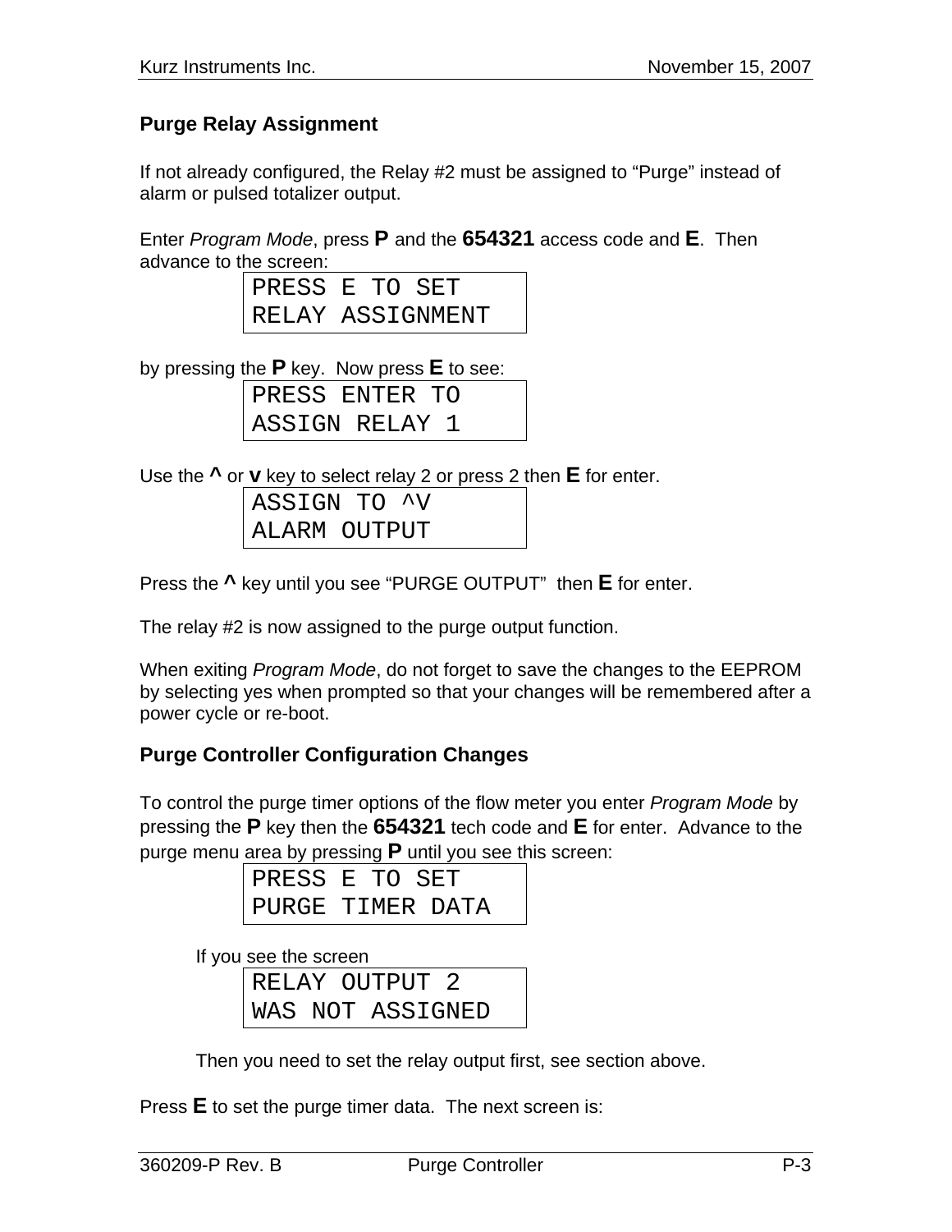## Purge Relay Assignment

If not already configured, the Relay #2 must be assigned to "Purge" instead of alarm or pulsed totalizer output.

Enter *Program Mode*, press **P** and the **654321** access code and **E**. Then advance to the screen:

```
PRESS E TO SET
RELAY ASSIGNMENT
```

by pressing the **P** key. Now press **E** to see:

```
PRESS ENTER TO
ASSIGN RELAY 1
```

Use the **^** or **v** key to select relay 2 or press 2 then **E** for enter.

```
ASSIGN TO ^V
ALARM OUTPUT
```

Press the **^** key until you see "PURGE OUTPUT" then **E** for enter.

The relay #2 is now assigned to the purge output function.

When exiting *Program Mode*, do not forget to save the changes to the EEPROM by selecting yes when prompted so that your changes will be remembered after a power cycle or re-boot.

## Purge Controller Configuration Changes

To control the purge timer options of the flow meter you enter *Program Mode* by pressing the **P** key then the **654321** tech code and **E** for enter. Advance to the purge menu area by pressing **P** until you see this screen:

```
PRESS E TO SET
PURGE TIMER DATA
```

If you see the screen

```
RELAY OUTPUT 2
WAS NOT ASSIGNED
```

Then you need to set the relay output first, see section above.

Press **E** to set the purge timer data. The next screen is: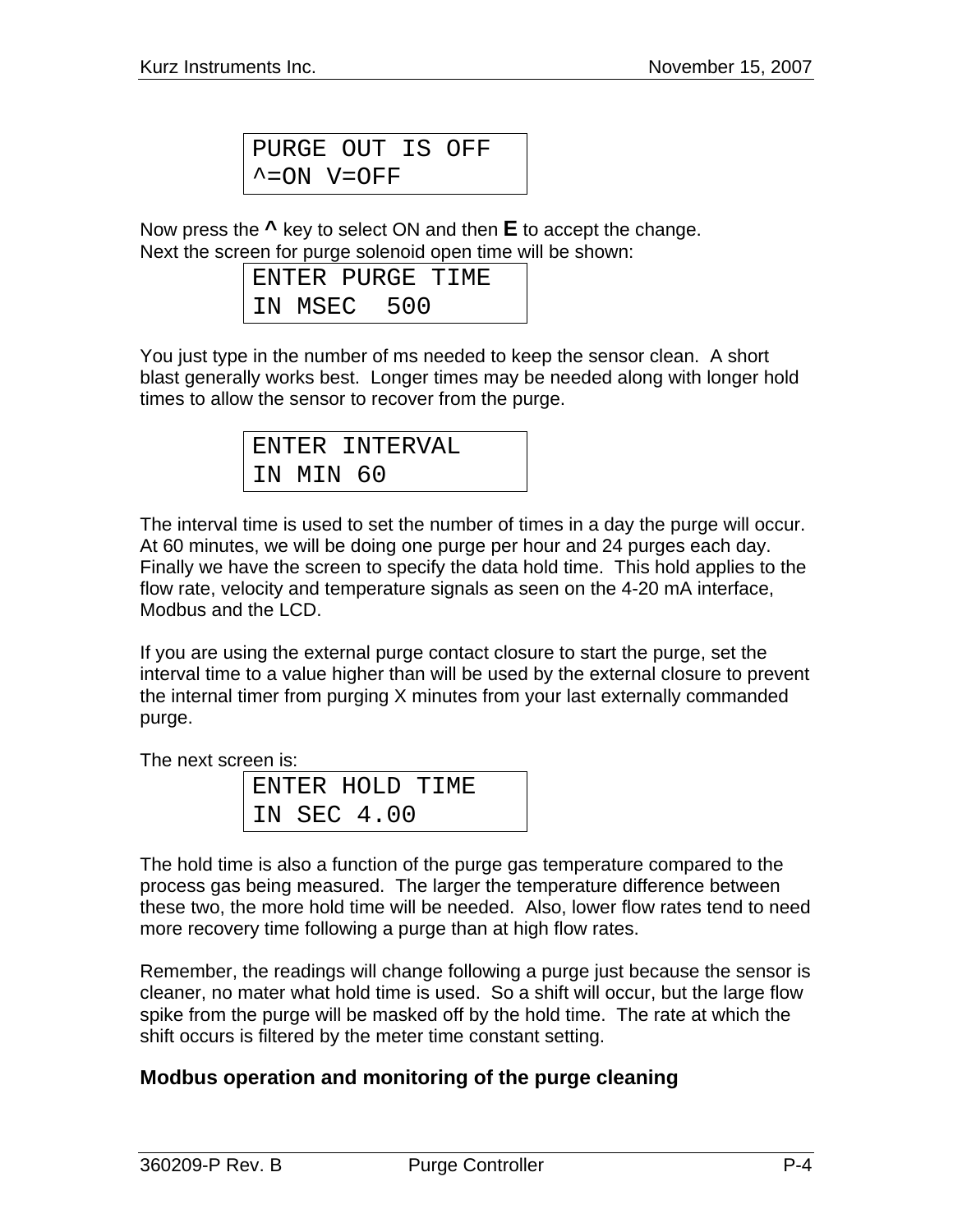```
PURGE OUT IS OFF
^=ON V=OFF
```

Now press the **^** key to select ON and then **E** to accept the change.
Next the screen for purge solenoid open time will be shown:

```
ENTER PURGE TIME
IN MSEC  500
```

You just type in the number of ms needed to keep the sensor clean. A short blast generally works best. Longer times may be needed along with longer hold times to allow the sensor to recover from the purge.

```
ENTER INTERVAL
IN MIN 60
```

The interval time is used to set the number of times in a day the purge will occur. At 60 minutes, we will be doing one purge per hour and 24 purges each day. Finally we have the screen to specify the data hold time. This hold applies to the flow rate, velocity and temperature signals as seen on the 4-20 mA interface, Modbus and the LCD.

If you are using the external purge contact closure to start the purge, set the interval time to a value higher than will be used by the external closure to prevent the internal timer from purging X minutes from your last externally commanded purge.

The next screen is:

```
ENTER HOLD TIME
IN SEC 4.00
```

The hold time is also a function of the purge gas temperature compared to the process gas being measured. The larger the temperature difference between these two, the more hold time will be needed. Also, lower flow rates tend to need more recovery time following a purge than at high flow rates.

Remember, the readings will change following a purge just because the sensor is cleaner, no mater what hold time is used. So a shift will occur, but the large flow spike from the purge will be masked off by the hold time. The rate at which the shift occurs is filtered by the meter time constant setting.

### Modbus operation and monitoring of the purge cleaning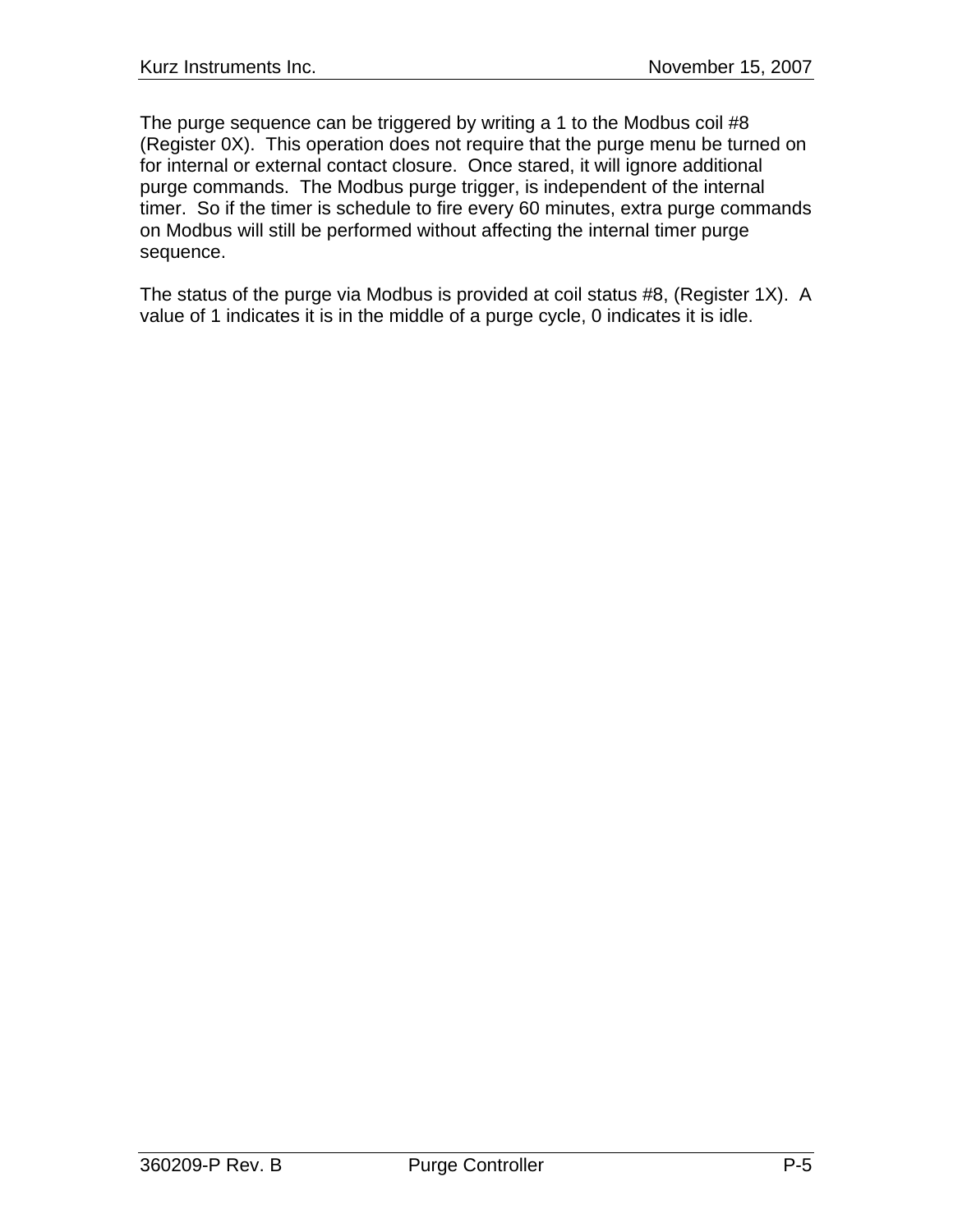The purge sequence can be triggered by writing a 1 to the Modbus coil #8 (Register 0X). This operation does not require that the purge menu be turned on for internal or external contact closure. Once stared, it will ignore additional purge commands. The Modbus purge trigger, is independent of the internal timer. So if the timer is schedule to fire every 60 minutes, extra purge commands on Modbus will still be performed without affecting the internal timer purge sequence.

The status of the purge via Modbus is provided at coil status #8, (Register 1X). A value of 1 indicates it is in the middle of a purge cycle, 0 indicates it is idle.